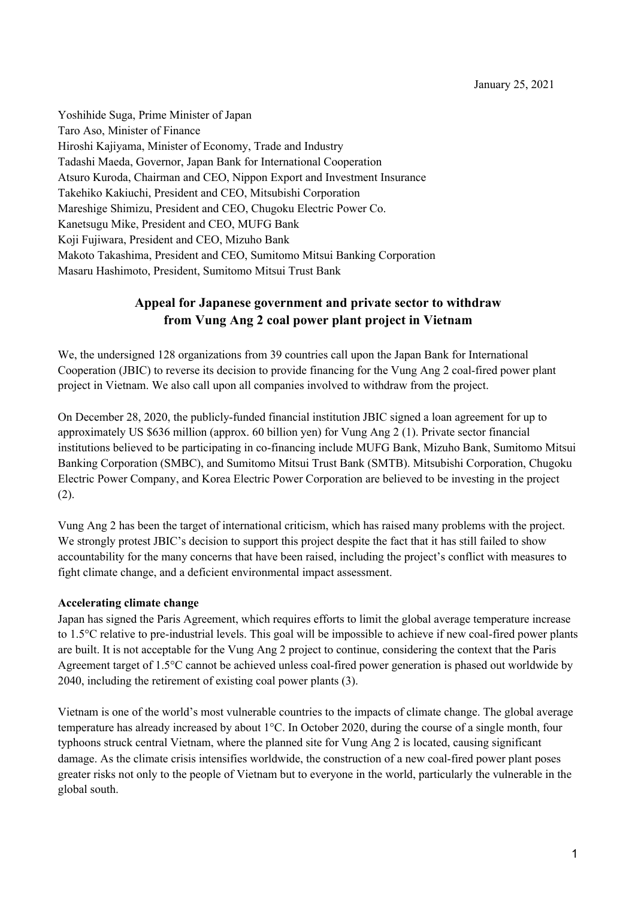January 25, 2021

Yoshihide Suga, Prime Minister of Japan
Taro Aso, Minister of Finance
Hiroshi Kajiyama, Minister of Economy, Trade and Industry
Tadashi Maeda, Governor, Japan Bank for International Cooperation
Atsuro Kuroda, Chairman and CEO, Nippon Export and Investment Insurance
Takehiko Kakiuchi, President and CEO, Mitsubishi Corporation
Mareshige Shimizu, President and CEO, Chugoku Electric Power Co.
Kanetsugu Mike, President and CEO, MUFG Bank
Koji Fujiwara, President and CEO, Mizuho Bank
Makoto Takashima, President and CEO, Sumitomo Mitsui Banking Corporation
Masaru Hashimoto, President, Sumitomo Mitsui Trust Bank

# Appeal for Japanese government and private sector to withdraw from Vung Ang 2 coal power plant project in Vietnam

We, the undersigned 128 organizations from 39 countries call upon the Japan Bank for International Cooperation (JBIC) to reverse its decision to provide financing for the Vung Ang 2 coal-fired power plant project in Vietnam. We also call upon all companies involved to withdraw from the project.

On December 28, 2020, the publicly-funded financial institution JBIC signed a loan agreement for up to approximately US $636 million (approx. 60 billion yen) for Vung Ang 2 (1). Private sector financial institutions believed to be participating in co-financing include MUFG Bank, Mizuho Bank, Sumitomo Mitsui Banking Corporation (SMBC), and Sumitomo Mitsui Trust Bank (SMTB). Mitsubishi Corporation, Chugoku Electric Power Company, and Korea Electric Power Corporation are believed to be investing in the project (2).

Vung Ang 2 has been the target of international criticism, which has raised many problems with the project. We strongly protest JBIC's decision to support this project despite the fact that it has still failed to show accountability for the many concerns that have been raised, including the project's conflict with measures to fight climate change, and a deficient environmental impact assessment.

**Accelerating climate change**

Japan has signed the Paris Agreement, which requires efforts to limit the global average temperature increase to 1.5°C relative to pre-industrial levels. This goal will be impossible to achieve if new coal-fired power plants are built. It is not acceptable for the Vung Ang 2 project to continue, considering the context that the Paris Agreement target of 1.5°C cannot be achieved unless coal-fired power generation is phased out worldwide by 2040, including the retirement of existing coal power plants (3).

Vietnam is one of the world's most vulnerable countries to the impacts of climate change. The global average temperature has already increased by about 1°C. In October 2020, during the course of a single month, four typhoons struck central Vietnam, where the planned site for Vung Ang 2 is located, causing significant damage. As the climate crisis intensifies worldwide, the construction of a new coal-fired power plant poses greater risks not only to the people of Vietnam but to everyone in the world, particularly the vulnerable in the global south.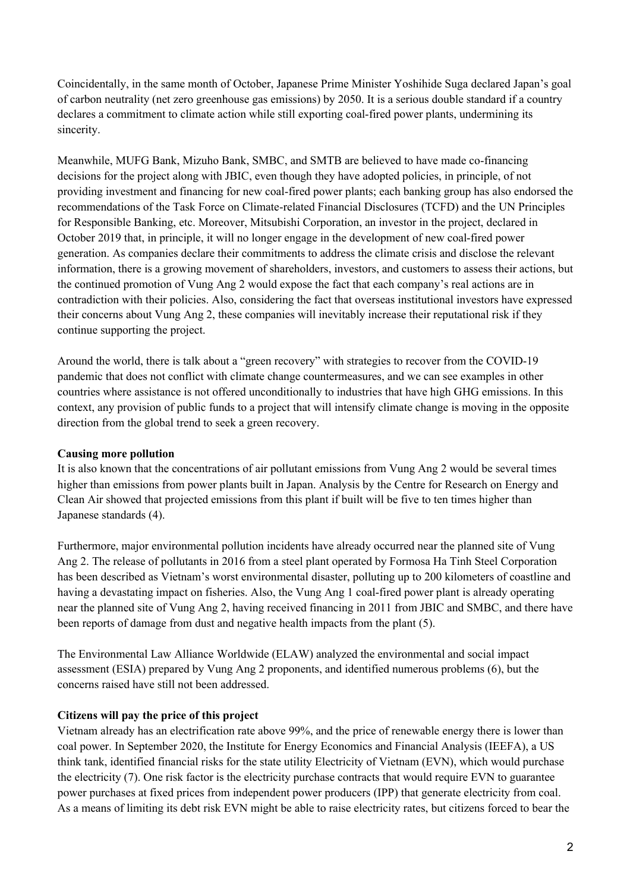Coincidentally, in the same month of October, Japanese Prime Minister Yoshihide Suga declared Japan's goal of carbon neutrality (net zero greenhouse gas emissions) by 2050. It is a serious double standard if a country declares a commitment to climate action while still exporting coal-fired power plants, undermining its sincerity.

Meanwhile, MUFG Bank, Mizuho Bank, SMBC, and SMTB are believed to have made co-financing decisions for the project along with JBIC, even though they have adopted policies, in principle, of not providing investment and financing for new coal-fired power plants; each banking group has also endorsed the recommendations of the Task Force on Climate-related Financial Disclosures (TCFD) and the UN Principles for Responsible Banking, etc. Moreover, Mitsubishi Corporation, an investor in the project, declared in October 2019 that, in principle, it will no longer engage in the development of new coal-fired power generation. As companies declare their commitments to address the climate crisis and disclose the relevant information, there is a growing movement of shareholders, investors, and customers to assess their actions, but the continued promotion of Vung Ang 2 would expose the fact that each company's real actions are in contradiction with their policies. Also, considering the fact that overseas institutional investors have expressed their concerns about Vung Ang 2, these companies will inevitably increase their reputational risk if they continue supporting the project.

Around the world, there is talk about a "green recovery" with strategies to recover from the COVID-19 pandemic that does not conflict with climate change countermeasures, and we can see examples in other countries where assistance is not offered unconditionally to industries that have high GHG emissions. In this context, any provision of public funds to a project that will intensify climate change is moving in the opposite direction from the global trend to seek a green recovery.

**Causing more pollution**

It is also known that the concentrations of air pollutant emissions from Vung Ang 2 would be several times higher than emissions from power plants built in Japan. Analysis by the Centre for Research on Energy and Clean Air showed that projected emissions from this plant if built will be five to ten times higher than Japanese standards (4).

Furthermore, major environmental pollution incidents have already occurred near the planned site of Vung Ang 2. The release of pollutants in 2016 from a steel plant operated by Formosa Ha Tinh Steel Corporation has been described as Vietnam's worst environmental disaster, polluting up to 200 kilometers of coastline and having a devastating impact on fisheries. Also, the Vung Ang 1 coal-fired power plant is already operating near the planned site of Vung Ang 2, having received financing in 2011 from JBIC and SMBC, and there have been reports of damage from dust and negative health impacts from the plant (5).

The Environmental Law Alliance Worldwide (ELAW) analyzed the environmental and social impact assessment (ESIA) prepared by Vung Ang 2 proponents, and identified numerous problems (6), but the concerns raised have still not been addressed.

**Citizens will pay the price of this project**

Vietnam already has an electrification rate above 99%, and the price of renewable energy there is lower than coal power. In September 2020, the Institute for Energy Economics and Financial Analysis (IEEFA), a US think tank, identified financial risks for the state utility Electricity of Vietnam (EVN), which would purchase the electricity (7). One risk factor is the electricity purchase contracts that would require EVN to guarantee power purchases at fixed prices from independent power producers (IPP) that generate electricity from coal. As a means of limiting its debt risk EVN might be able to raise electricity rates, but citizens forced to bear the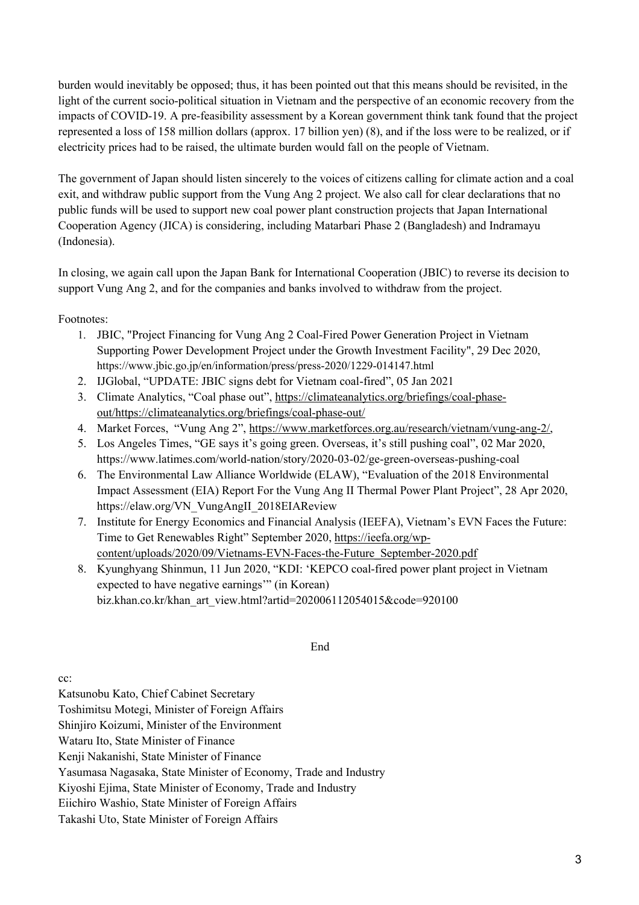burden would inevitably be opposed; thus, it has been pointed out that this means should be revisited, in the light of the current socio-political situation in Vietnam and the perspective of an economic recovery from the impacts of COVID-19. A pre-feasibility assessment by a Korean government think tank found that the project represented a loss of 158 million dollars (approx. 17 billion yen) (8), and if the loss were to be realized, or if electricity prices had to be raised, the ultimate burden would fall on the people of Vietnam.

The government of Japan should listen sincerely to the voices of citizens calling for climate action and a coal exit, and withdraw public support from the Vung Ang 2 project. We also call for clear declarations that no public funds will be used to support new coal power plant construction projects that Japan International Cooperation Agency (JICA) is considering, including Matarbari Phase 2 (Bangladesh) and Indramayu (Indonesia).

In closing, we again call upon the Japan Bank for International Cooperation (JBIC) to reverse its decision to support Vung Ang 2, and for the companies and banks involved to withdraw from the project.

Footnotes:

1. JBIC, "Project Financing for Vung Ang 2 Coal-Fired Power Generation Project in Vietnam Supporting Power Development Project under the Growth Investment Facility", 29 Dec 2020, https://www.jbic.go.jp/en/information/press/press-2020/1229-014147.html
2. IJGlobal, "UPDATE: JBIC signs debt for Vietnam coal-fired", 05 Jan 2021
3. Climate Analytics, "Coal phase out", https://climateanalytics.org/briefings/coal-phase-out/https://climateanalytics.org/briefings/coal-phase-out/
4. Market Forces, "Vung Ang 2", https://www.marketforces.org.au/research/vietnam/vung-ang-2/,
5. Los Angeles Times, "GE says it's going green. Overseas, it's still pushing coal", 02 Mar 2020, https://www.latimes.com/world-nation/story/2020-03-02/ge-green-overseas-pushing-coal
6. The Environmental Law Alliance Worldwide (ELAW), "Evaluation of the 2018 Environmental Impact Assessment (EIA) Report For the Vung Ang II Thermal Power Plant Project", 28 Apr 2020, https://elaw.org/VN_VungAngII_2018EIAReview
7. Institute for Energy Economics and Financial Analysis (IEEFA), Vietnam's EVN Faces the Future: Time to Get Renewables Right" September 2020, https://ieefa.org/wp-content/uploads/2020/09/Vietnams-EVN-Faces-the-Future_September-2020.pdf
8. Kyunghyang Shinmun, 11 Jun 2020, "KDI: 'KEPCO coal-fired power plant project in Vietnam expected to have negative earnings'" (in Korean) biz.khan.co.kr/khan_art_view.html?artid=202006112054015&code=920100

End

cc:
Katsunobu Kato, Chief Cabinet Secretary
Toshimitsu Motegi, Minister of Foreign Affairs
Shinjiro Koizumi, Minister of the Environment
Wataru Ito, State Minister of Finance
Kenji Nakanishi, State Minister of Finance
Yasumasa Nagasaka, State Minister of Economy, Trade and Industry
Kiyoshi Ejima, State Minister of Economy, Trade and Industry
Eiichiro Washio, State Minister of Foreign Affairs
Takashi Uto, State Minister of Foreign Affairs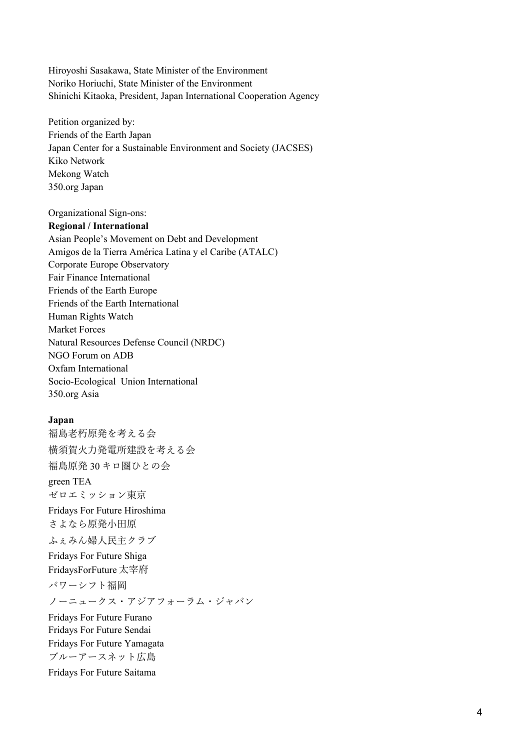Hiroyoshi Sasakawa, State Minister of the Environment
Noriko Horiuchi, State Minister of the Environment
Shinichi Kitaoka, President, Japan International Cooperation Agency

Petition organized by:
Friends of the Earth Japan
Japan Center for a Sustainable Environment and Society (JACSES)
Kiko Network
Mekong Watch
350.org Japan

Organizational Sign-ons:

**Regional / International**

Asian People's Movement on Debt and Development
Amigos de la Tierra América Latina y el Caribe (ATALC)
Corporate Europe Observatory
Fair Finance International
Friends of the Earth Europe
Friends of the Earth International
Human Rights Watch
Market Forces
Natural Resources Defense Council (NRDC)
NGO Forum on ADB
Oxfam International
Socio-Ecological Union International
350.org Asia

**Japan**

福島老朽原発を考える会
横須賀火力発電所建設を考える会
福島原発 30 キロ圏ひとの会
green TEA
ゼロエミッション東京
Fridays For Future Hiroshima
さよなら原発小田原
ふぇみん婦人民主クラブ
Fridays For Future Shiga
FridaysForFuture 太宰府
パワーシフト福岡
ノーニュークス・アジアフォーラム・ジャパン
Fridays For Future Furano
Fridays For Future Sendai
Fridays For Future Yamagata
ブルーアースネット広島
Fridays For Future Saitama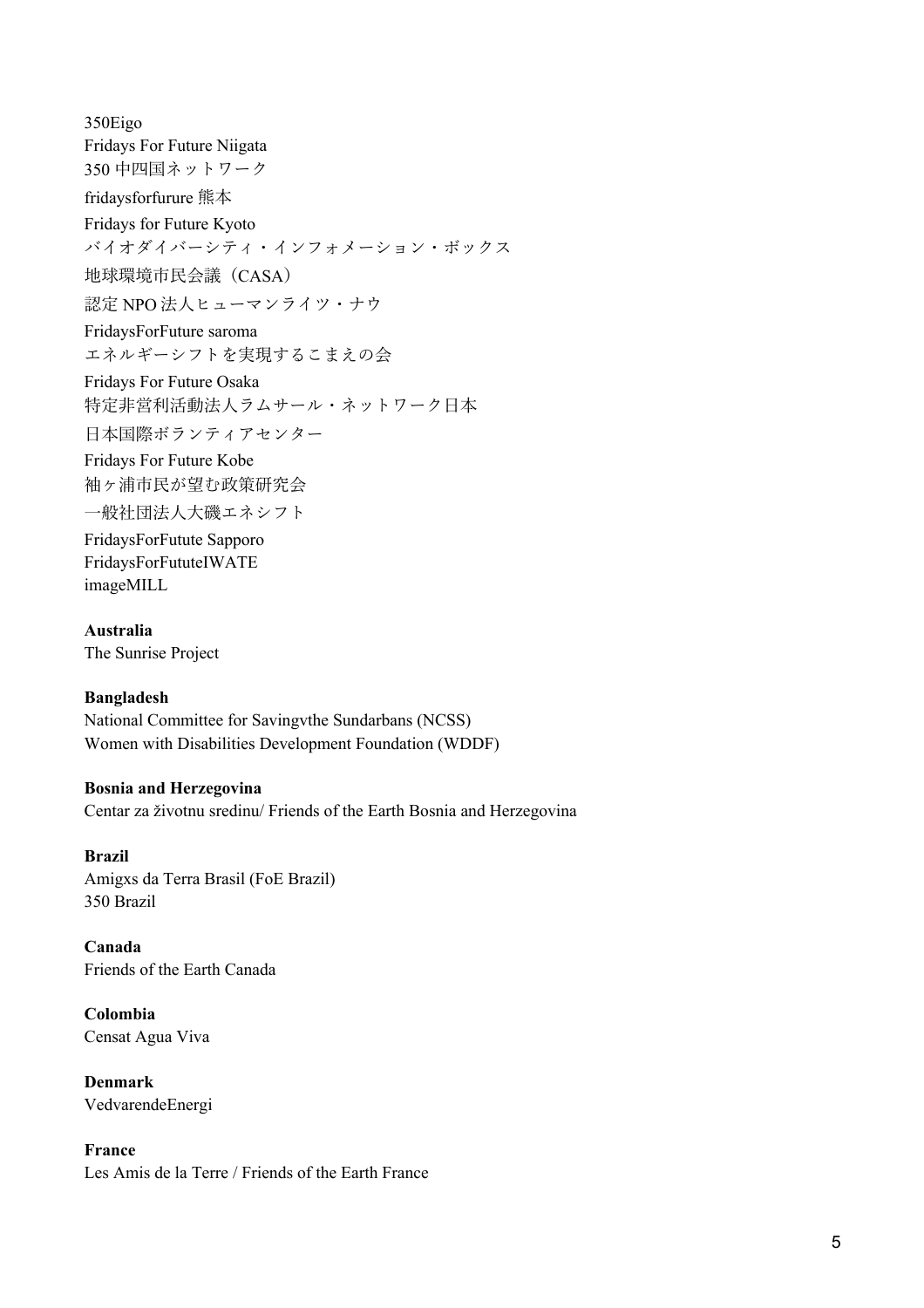350Eigo
Fridays For Future Niigata
350 中四国ネットワーク
fridaysforfurure 熊本
Fridays for Future Kyoto
バイオダイバーシティ・インフォメーション・ボックス
地球環境市民会議（CASA）
認定 NPO 法人ヒューマンライツ・ナウ
FridaysForFuture saroma
エネルギーシフトを実現するこまえの会
Fridays For Future Osaka
特定非営利活動法人ラムサール・ネットワーク日本
日本国際ボランティアセンター
Fridays For Future Kobe
袖ヶ浦市民が望む政策研究会
一般社団法人大磯エネシフト
FridaysForFutute Sapporo
FridaysForFututeIWATE
imageMILL

**Australia**
The Sunrise Project

**Bangladesh**
National Committee for Savingvthe Sundarbans (NCSS)
Women with Disabilities Development Foundation (WDDF)

**Bosnia and Herzegovina**
Centar za životnu sredinu/ Friends of the Earth Bosnia and Herzegovina

**Brazil**
Amigxs da Terra Brasil (FoE Brazil)
350 Brazil

**Canada**
Friends of the Earth Canada

**Colombia**
Censat Agua Viva

**Denmark**
VedvarendeEnergi

**France**
Les Amis de la Terre / Friends of the Earth France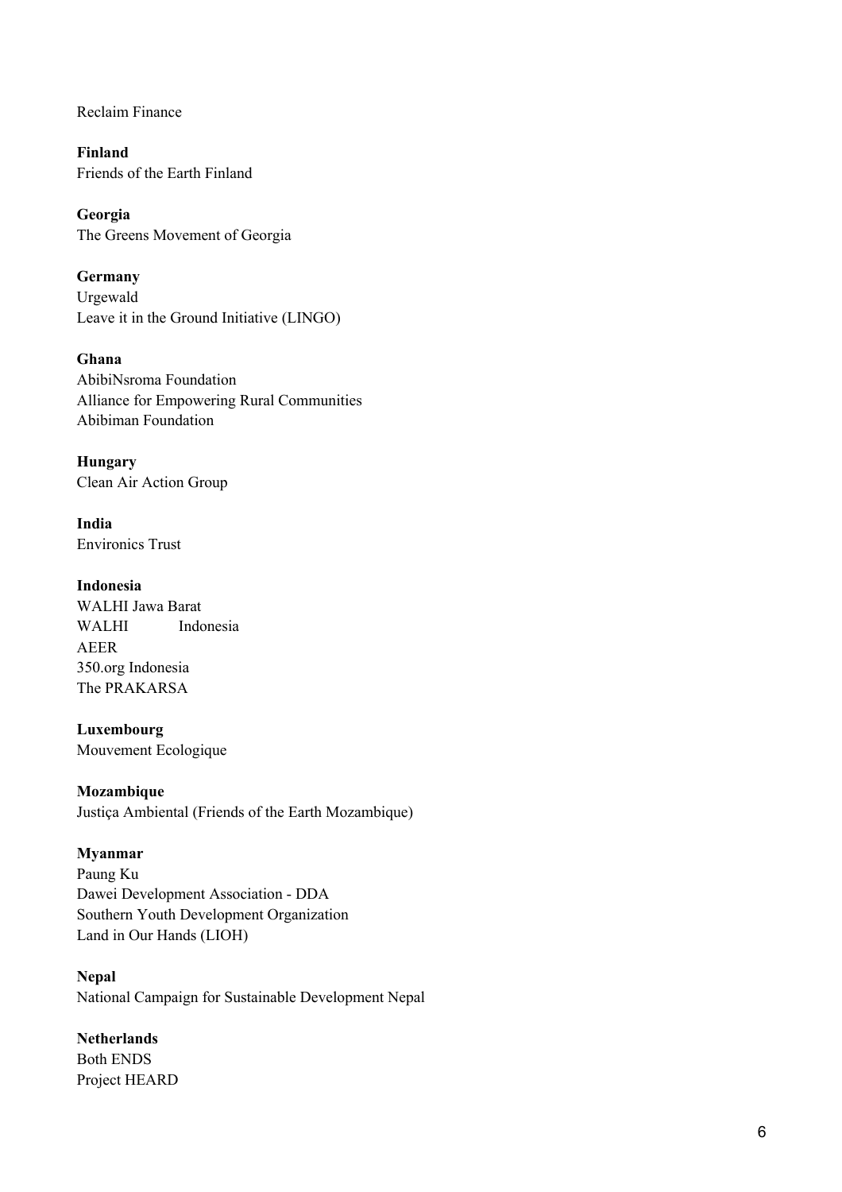Reclaim Finance

**Finland**
Friends of the Earth Finland

**Georgia**
The Greens Movement of Georgia

**Germany**
Urgewald
Leave it in the Ground Initiative (LINGO)

**Ghana**
AbibiNsroma Foundation
Alliance for Empowering Rural Communities
Abibiman Foundation

**Hungary**
Clean Air Action Group

**India**
Environics Trust

**Indonesia**
WALHI Jawa Barat
WALHI Indonesia
AEER
350.org Indonesia
The PRAKARSA

**Luxembourg**
Mouvement Ecologique

**Mozambique**
Justiça Ambiental (Friends of the Earth Mozambique)

**Myanmar**
Paung Ku
Dawei Development Association - DDA
Southern Youth Development Organization
Land in Our Hands (LIOH)

**Nepal**
National Campaign for Sustainable Development Nepal

**Netherlands**
Both ENDS
Project HEARD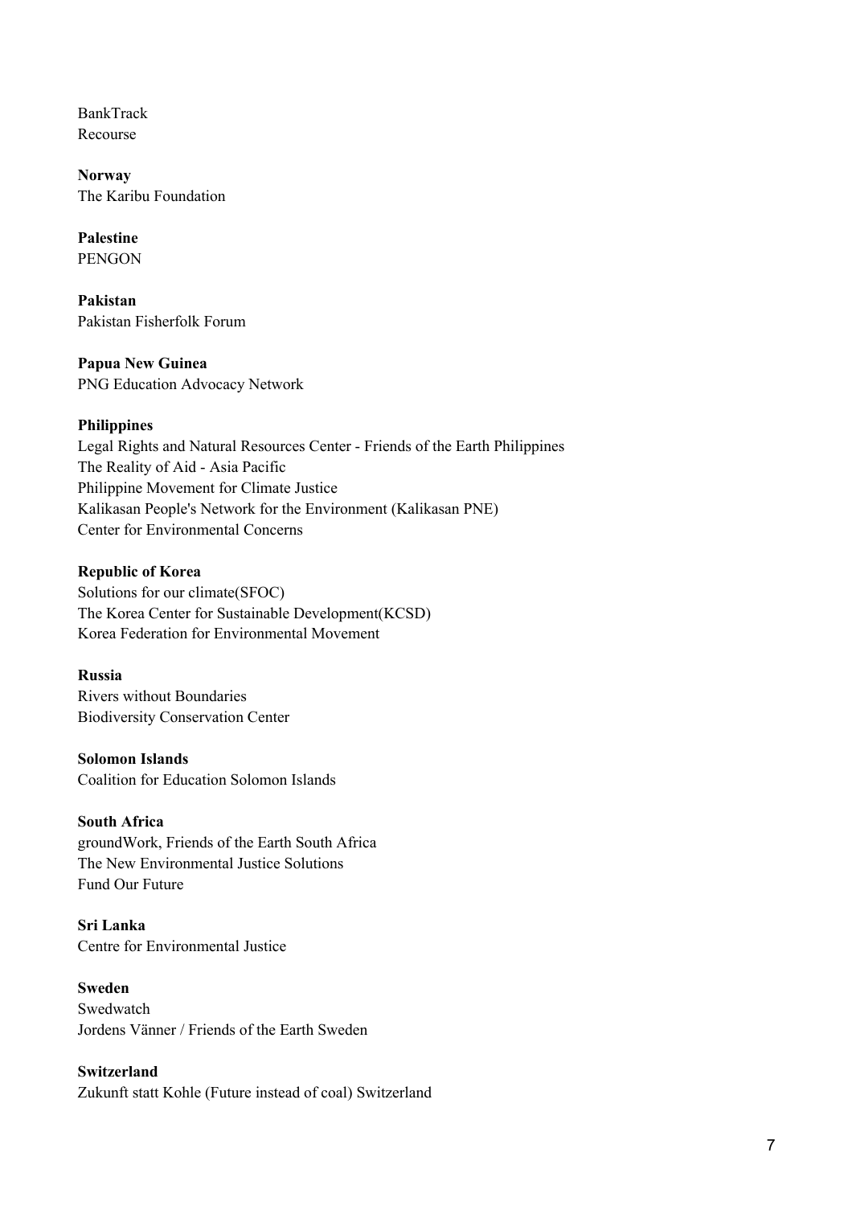BankTrack
Recourse

**Norway**
The Karibu Foundation

**Palestine**
PENGON

**Pakistan**
Pakistan Fisherfolk Forum

**Papua New Guinea**
PNG Education Advocacy Network

**Philippines**
Legal Rights and Natural Resources Center - Friends of the Earth Philippines
The Reality of Aid - Asia Pacific
Philippine Movement for Climate Justice
Kalikasan People's Network for the Environment (Kalikasan PNE)
Center for Environmental Concerns

**Republic of Korea**
Solutions for our climate(SFOC)
The Korea Center for Sustainable Development(KCSD)
Korea Federation for Environmental Movement

**Russia**
Rivers without Boundaries
Biodiversity Conservation Center

**Solomon Islands**
Coalition for Education Solomon Islands

**South Africa**
groundWork, Friends of the Earth South Africa
The New Environmental Justice Solutions
Fund Our Future

**Sri Lanka**
Centre for Environmental Justice

**Sweden**
Swedwatch
Jordens Vänner / Friends of the Earth Sweden

**Switzerland**
Zukunft statt Kohle (Future instead of coal) Switzerland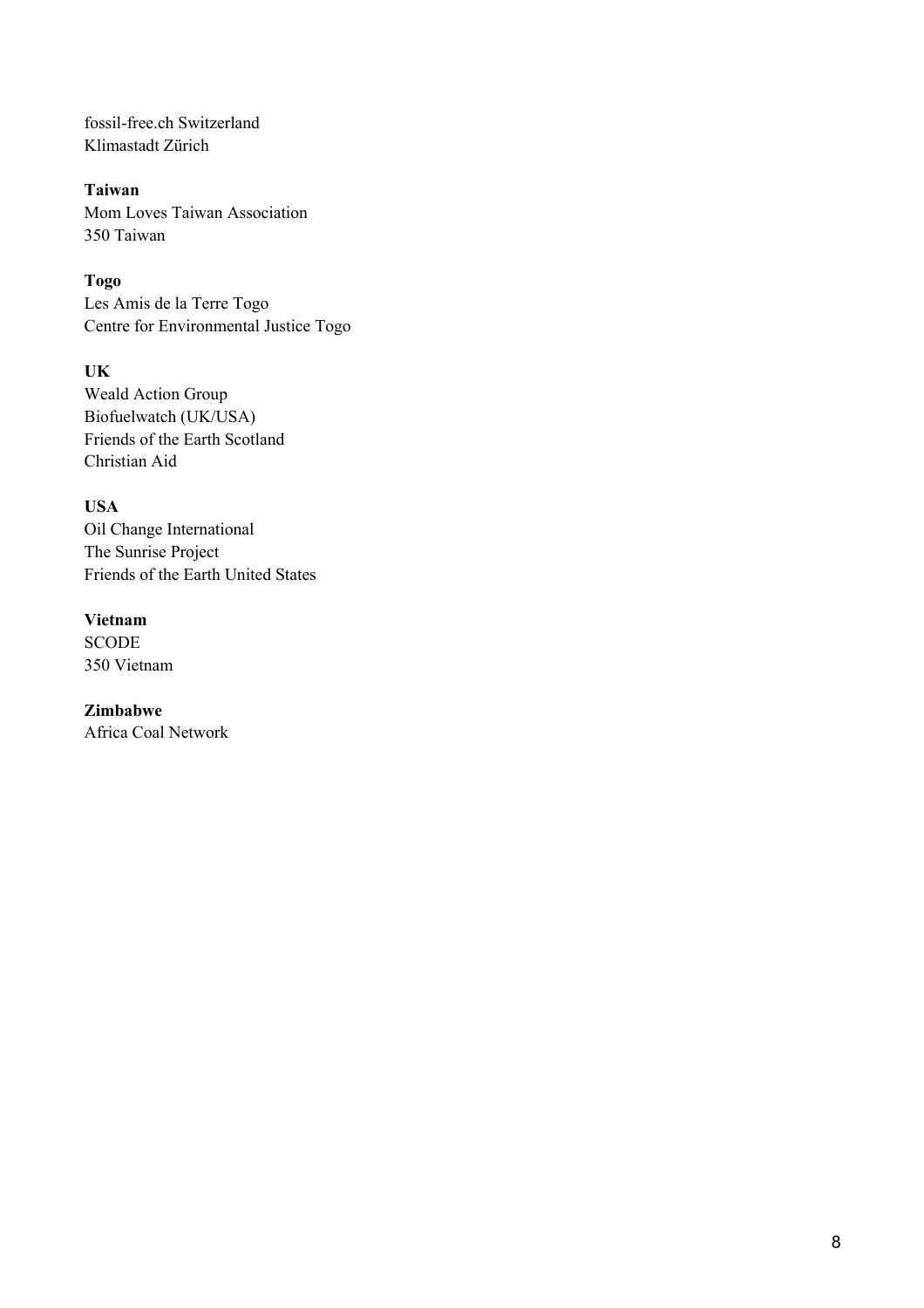fossil-free.ch Switzerland
Klimastadt Zürich

**Taiwan**
Mom Loves Taiwan Association
350 Taiwan

**Togo**
Les Amis de la Terre Togo
Centre for Environmental Justice Togo

**UK**
Weald Action Group
Biofuelwatch (UK/USA)
Friends of the Earth Scotland
Christian Aid

**USA**
Oil Change International
The Sunrise Project
Friends of the Earth United States

**Vietnam**
SCODE
350 Vietnam

**Zimbabwe**
Africa Coal Network